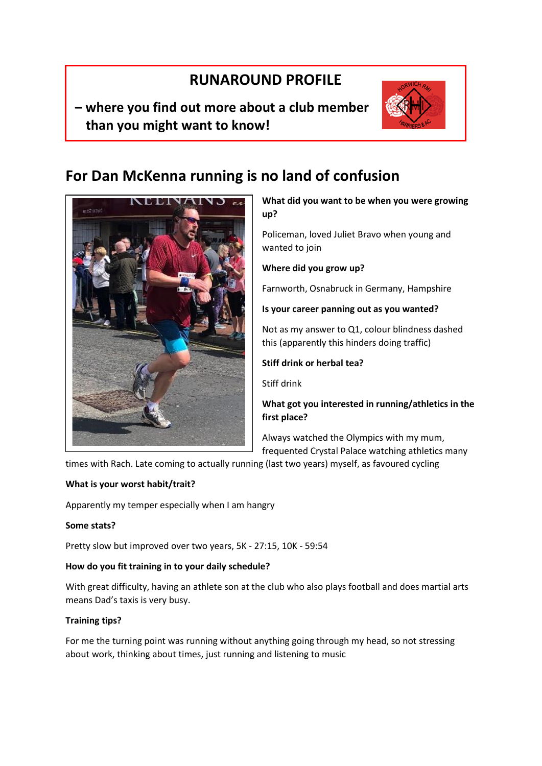# RUNAROUND PROFILE

**– where you find out more about a club member than you might want to know!**

## For Dan McKenna running is no land of confusion

**What did you want to be when you were growing up?**

Policeman, loved Juliet Bravo when young and wanted to join

**Where did you grow up?**

Farnworth, Osnabruck in Germany, Hampshire

**Is your career panning out as you wanted?**

Not as my answer to Q1, colour blindness dashed this (apparently this hinders doing traffic)

**Stiff drink or herbal tea?**

Stiff drink

**What got you interested in running/athletics in the first place?**

Always watched the Olympics with my mum, frequented Crystal Palace watching athletics many times with Rach. Late coming to actually running (last two years) myself, as favoured cycling

**What is your worst habit/trait?**

Apparently my temper especially when I am hangry

**Some stats?**

Pretty slow but improved over two years, 5K - 27:15, 10K - 59:54

**How do you fit training in to your daily schedule?**

With great difficulty, having an athlete son at the club who also plays football and does martial arts means Dad's taxis is very busy.

**Training tips?**

For me the turning point was running without anything going through my head, so not stressing about work, thinking about times, just running and listening to music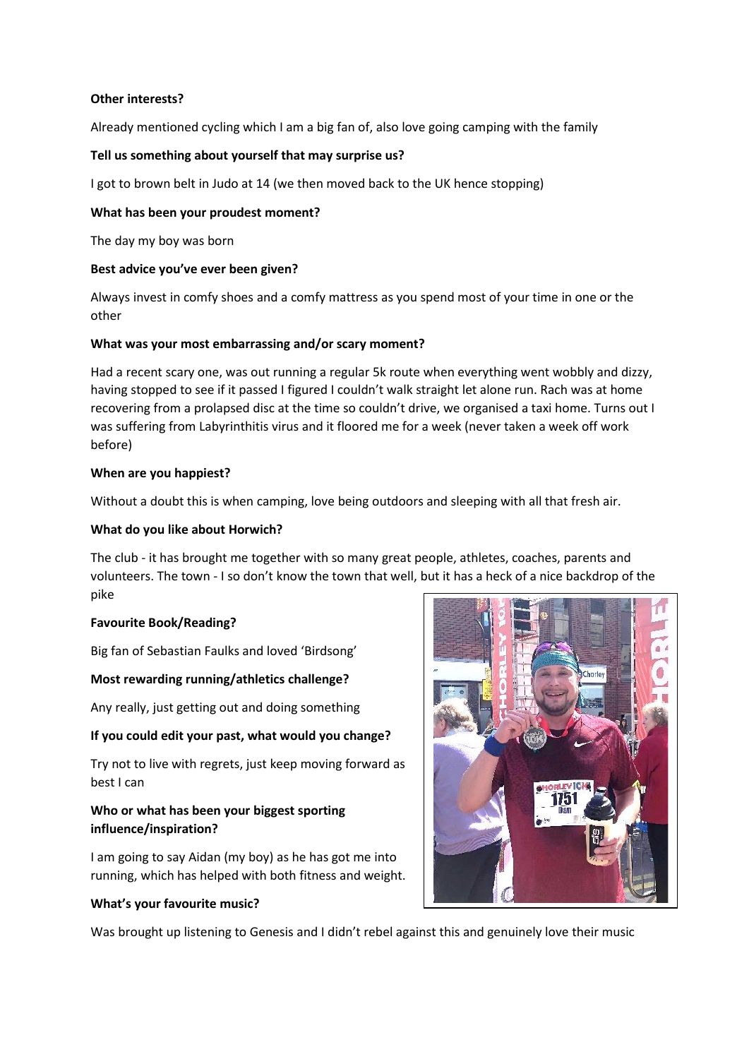**Other interests?**

Already mentioned cycling which I am a big fan of, also love going camping with the family

**Tell us something about yourself that may surprise us?**

I got to brown belt in Judo at 14 (we then moved back to the UK hence stopping)

**What has been your proudest moment?**

The day my boy was born

**Best advice you've ever been given?**

Always invest in comfy shoes and a comfy mattress as you spend most of your time in one or the other

**What was your most embarrassing and/or scary moment?**

Had a recent scary one, was out running a regular 5k route when everything went wobbly and dizzy, having stopped to see if it passed I figured I couldn't walk straight let alone run. Rach was at home recovering from a prolapsed disc at the time so couldn't drive, we organised a taxi home. Turns out I was suffering from Labyrinthitis virus and it floored me for a week (never taken a week off work before)

**When are you happiest?**

Without a doubt this is when camping, love being outdoors and sleeping with all that fresh air.

**What do you like about Horwich?**

The club - it has brought me together with so many great people, athletes, coaches, parents and volunteers. The town - I so don't know the town that well, but it has a heck of a nice backdrop of the pike

**Favourite Book/Reading?**

Big fan of Sebastian Faulks and loved 'Birdsong'

**Most rewarding running/athletics challenge?**

Any really, just getting out and doing something

**If you could edit your past, what would you change?**

Try not to live with regrets, just keep moving forward as best I can

**Who or what has been your biggest sporting influence/inspiration?**

I am going to say Aidan (my boy) as he has got me into running, which has helped with both fitness and weight.

**What's your favourite music?**

Was brought up listening to Genesis and I didn't rebel against this and genuinely love their music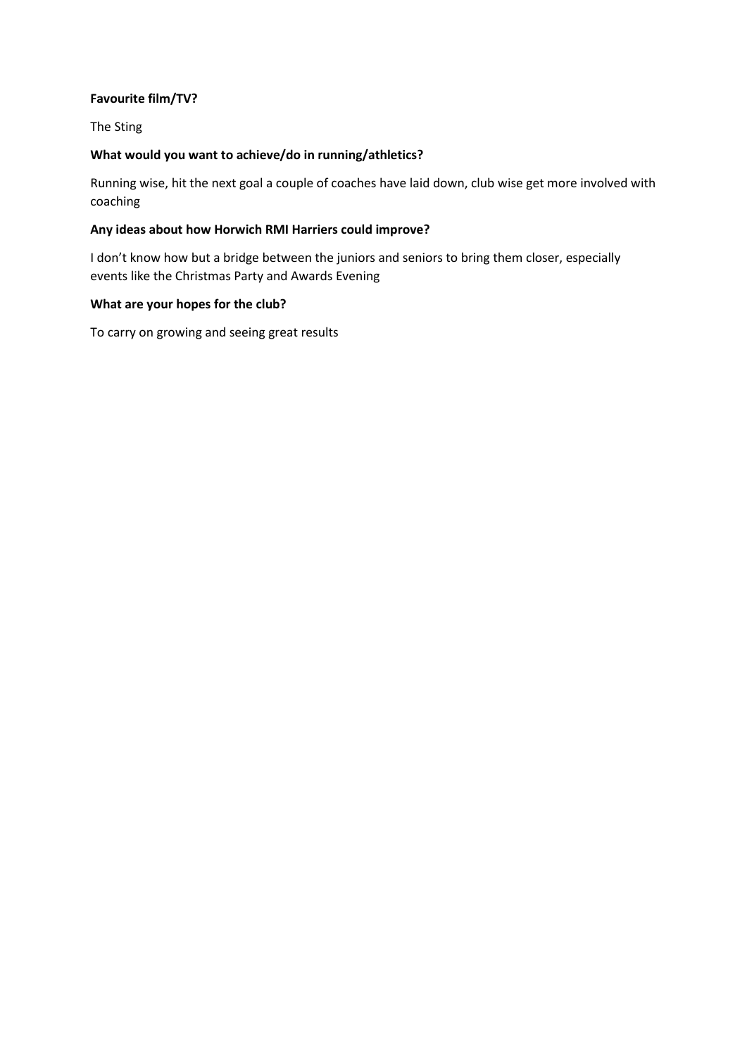**Favourite film/TV?**

The Sting

**What would you want to achieve/do in running/athletics?**

Running wise, hit the next goal a couple of coaches have laid down, club wise get more involved with coaching

**Any ideas about how Horwich RMI Harriers could improve?**

I don't know how but a bridge between the juniors and seniors to bring them closer, especially events like the Christmas Party and Awards Evening

**What are your hopes for the club?**

To carry on growing and seeing great results